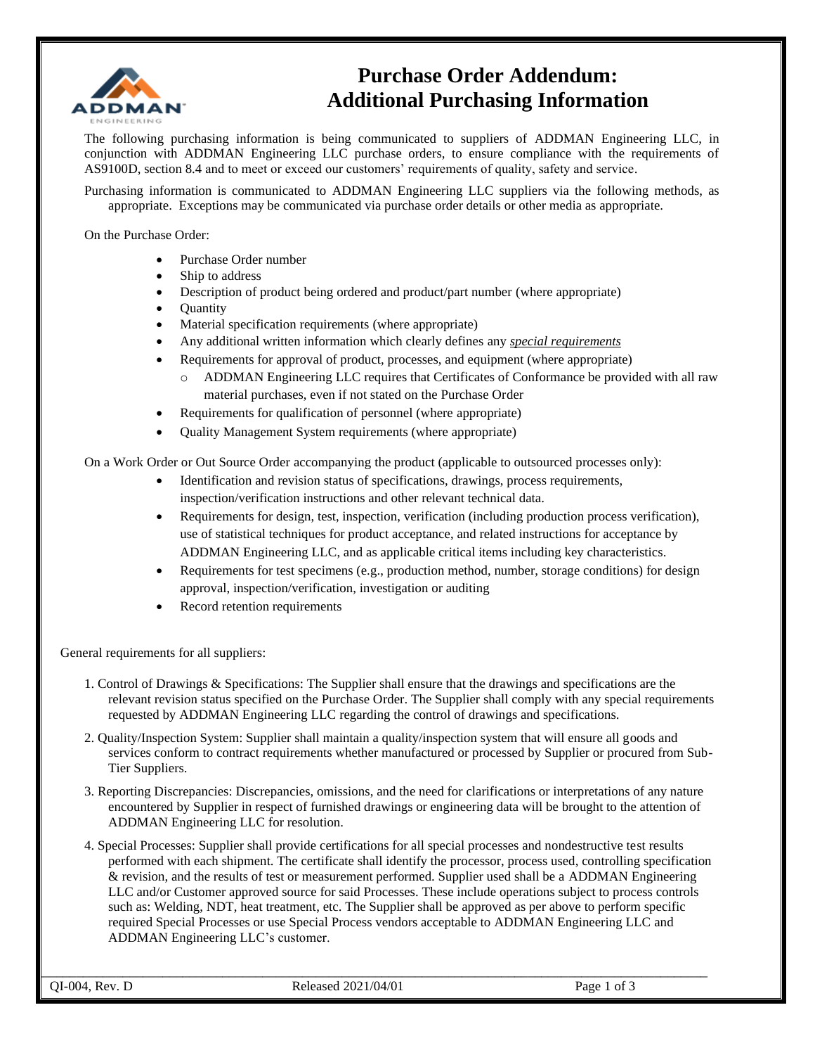# Purchase Order Addendum: Additional Purchasing Information

The following purchasing information is being communicated to suppliers of ADDMAN Engineering LLC, in conjunction with ADDMAN Engineering LLC purchase orders, to ensure compliance with the requirements of AS9100D, section 8.4 and to meet or exceed our customers' requirements of quality, safety and service.

Purchasing information is communicated to ADDMAN Engineering LLC suppliers via the following methods, as appropriate. Exceptions may be communicated via purchase order details or other media as appropriate.

On the Purchase Order:

- Purchase Order number
- Ship to address
- Description of product being ordered and product/part number (where appropriate)
- Quantity
- Material specification requirements (where appropriate)
- Any additional written information which clearly defines any <u>*special requirements*</u>
- Requirements for approval of product, processes, and equipment (where appropriate)
  - ADDMAN Engineering LLC requires that Certificates of Conformance be provided with all raw material purchases, even if not stated on the Purchase Order
- Requirements for qualification of personnel (where appropriate)
- Quality Management System requirements (where appropriate)

On a Work Order or Out Source Order accompanying the product (applicable to outsourced processes only):

- Identification and revision status of specifications, drawings, process requirements, inspection/verification instructions and other relevant technical data.
- Requirements for design, test, inspection, verification (including production process verification), use of statistical techniques for product acceptance, and related instructions for acceptance by ADDMAN Engineering LLC, and as applicable critical items including key characteristics.
- Requirements for test specimens (e.g., production method, number, storage conditions) for design approval, inspection/verification, investigation or auditing
- Record retention requirements

General requirements for all suppliers:

1. Control of Drawings & Specifications: The Supplier shall ensure that the drawings and specifications are the relevant revision status specified on the Purchase Order. The Supplier shall comply with any special requirements requested by ADDMAN Engineering LLC regarding the control of drawings and specifications.
2. Quality/Inspection System: Supplier shall maintain a quality/inspection system that will ensure all goods and services conform to contract requirements whether manufactured or processed by Supplier or procured from Sub-Tier Suppliers.
3. Reporting Discrepancies: Discrepancies, omissions, and the need for clarifications or interpretations of any nature encountered by Supplier in respect of furnished drawings or engineering data will be brought to the attention of ADDMAN Engineering LLC for resolution.
4. Special Processes: Supplier shall provide certifications for all special processes and nondestructive test results performed with each shipment. The certificate shall identify the processor, process used, controlling specification & revision, and the results of test or measurement performed. Supplier used shall be a ADDMAN Engineering LLC and/or Customer approved source for said Processes. These include operations subject to process controls such as: Welding, NDT, heat treatment, etc. The Supplier shall be approved as per above to perform specific required Special Processes or use Special Process vendors acceptable to ADDMAN Engineering LLC and ADDMAN Engineering LLC's customer.

QI-004, Rev. D | Released 2021/04/01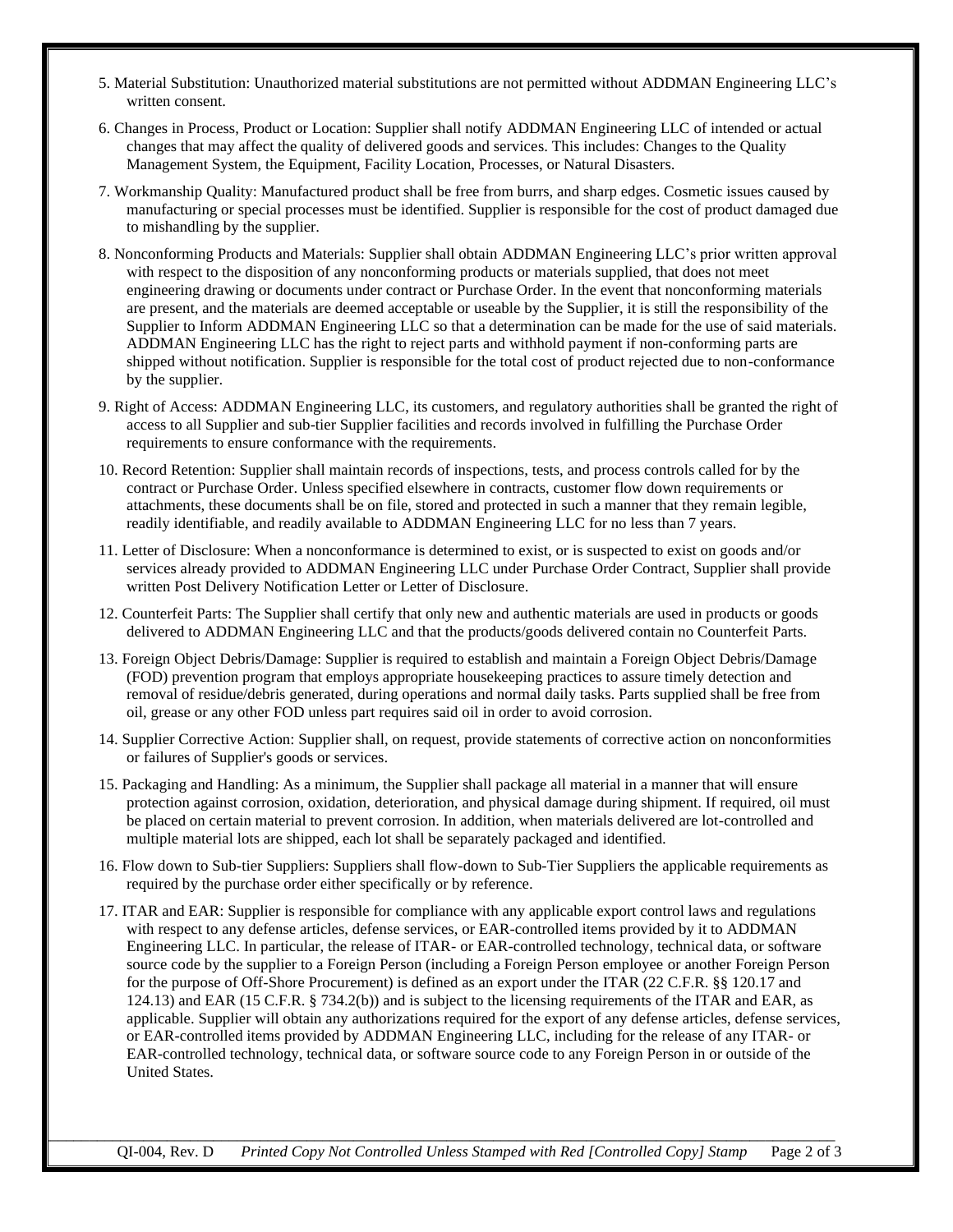5. Material Substitution: Unauthorized material substitutions are not permitted without ADDMAN Engineering LLC's written consent.

6. Changes in Process, Product or Location: Supplier shall notify ADDMAN Engineering LLC of intended or actual changes that may affect the quality of delivered goods and services. This includes: Changes to the Quality Management System, the Equipment, Facility Location, Processes, or Natural Disasters.

7. Workmanship Quality: Manufactured product shall be free from burrs, and sharp edges. Cosmetic issues caused by manufacturing or special processes must be identified. Supplier is responsible for the cost of product damaged due to mishandling by the supplier.

8. Nonconforming Products and Materials: Supplier shall obtain ADDMAN Engineering LLC's prior written approval with respect to the disposition of any nonconforming products or materials supplied, that does not meet engineering drawing or documents under contract or Purchase Order. In the event that nonconforming materials are present, and the materials are deemed acceptable or useable by the Supplier, it is still the responsibility of the Supplier to Inform ADDMAN Engineering LLC so that a determination can be made for the use of said materials. ADDMAN Engineering LLC has the right to reject parts and withhold payment if non-conforming parts are shipped without notification. Supplier is responsible for the total cost of product rejected due to non-conformance by the supplier.

9. Right of Access: ADDMAN Engineering LLC, its customers, and regulatory authorities shall be granted the right of access to all Supplier and sub-tier Supplier facilities and records involved in fulfilling the Purchase Order requirements to ensure conformance with the requirements.

10. Record Retention: Supplier shall maintain records of inspections, tests, and process controls called for by the contract or Purchase Order. Unless specified elsewhere in contracts, customer flow down requirements or attachments, these documents shall be on file, stored and protected in such a manner that they remain legible, readily identifiable, and readily available to ADDMAN Engineering LLC for no less than 7 years.

11. Letter of Disclosure: When a nonconformance is determined to exist, or is suspected to exist on goods and/or services already provided to ADDMAN Engineering LLC under Purchase Order Contract, Supplier shall provide written Post Delivery Notification Letter or Letter of Disclosure.

12. Counterfeit Parts: The Supplier shall certify that only new and authentic materials are used in products or goods delivered to ADDMAN Engineering LLC and that the products/goods delivered contain no Counterfeit Parts.

13. Foreign Object Debris/Damage: Supplier is required to establish and maintain a Foreign Object Debris/Damage (FOD) prevention program that employs appropriate housekeeping practices to assure timely detection and removal of residue/debris generated, during operations and normal daily tasks. Parts supplied shall be free from oil, grease or any other FOD unless part requires said oil in order to avoid corrosion.

14. Supplier Corrective Action: Supplier shall, on request, provide statements of corrective action on nonconformities or failures of Supplier's goods or services.

15. Packaging and Handling: As a minimum, the Supplier shall package all material in a manner that will ensure protection against corrosion, oxidation, deterioration, and physical damage during shipment. If required, oil must be placed on certain material to prevent corrosion. In addition, when materials delivered are lot-controlled and multiple material lots are shipped, each lot shall be separately packaged and identified.

16. Flow down to Sub-tier Suppliers: Suppliers shall flow-down to Sub-Tier Suppliers the applicable requirements as required by the purchase order either specifically or by reference.

17. ITAR and EAR: Supplier is responsible for compliance with any applicable export control laws and regulations with respect to any defense articles, defense services, or EAR-controlled items provided by it to ADDMAN Engineering LLC. In particular, the release of ITAR- or EAR-controlled technology, technical data, or software source code by the supplier to a Foreign Person (including a Foreign Person employee or another Foreign Person for the purpose of Off-Shore Procurement) is defined as an export under the ITAR (22 C.F.R. §§ 120.17 and 124.13) and EAR (15 C.F.R. § 734.2(b)) and is subject to the licensing requirements of the ITAR and EAR, as applicable. Supplier will obtain any authorizations required for the export of any defense articles, defense services, or EAR-controlled items provided by ADDMAN Engineering LLC, including for the release of any ITAR- or EAR-controlled technology, technical data, or software source code to any Foreign Person in or outside of the United States.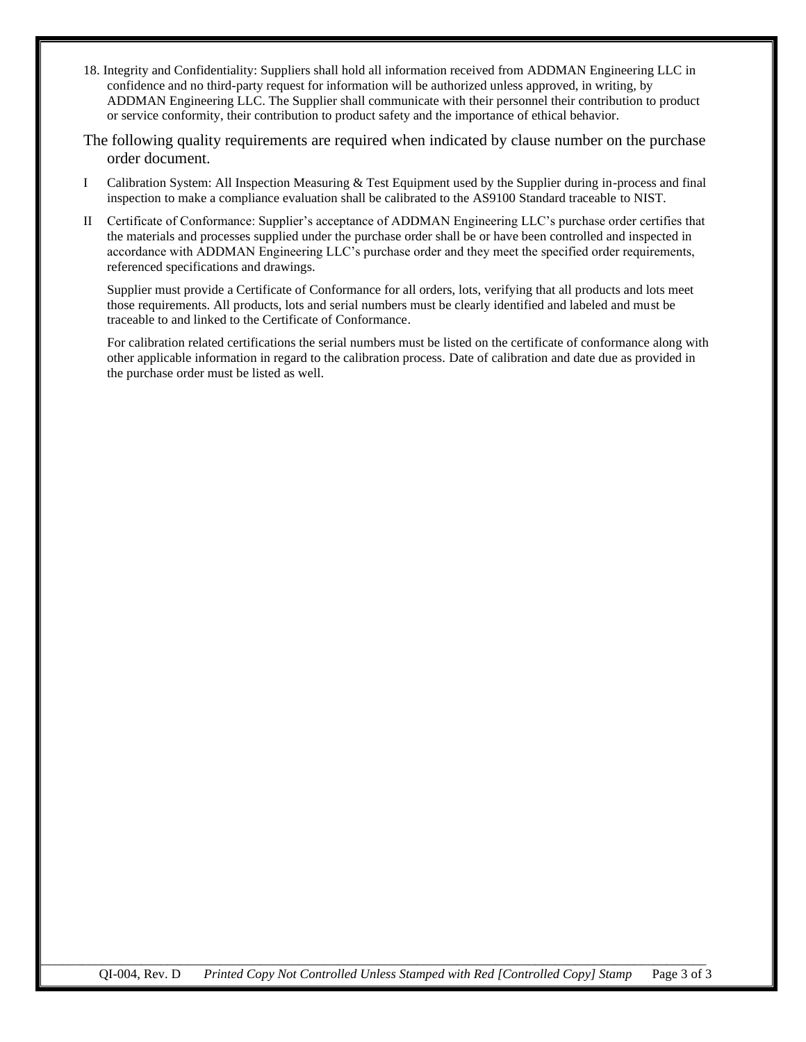18. Integrity and Confidentiality: Suppliers shall hold all information received from ADDMAN Engineering LLC in confidence and no third-party request for information will be authorized unless approved, in writing, by ADDMAN Engineering LLC. The Supplier shall communicate with their personnel their contribution to product or service conformity, their contribution to product safety and the importance of ethical behavior.

The following quality requirements are required when indicated by clause number on the purchase order document.

I Calibration System: All Inspection Measuring & Test Equipment used by the Supplier during in-process and final inspection to make a compliance evaluation shall be calibrated to the AS9100 Standard traceable to NIST.

II Certificate of Conformance: Supplier's acceptance of ADDMAN Engineering LLC's purchase order certifies that the materials and processes supplied under the purchase order shall be or have been controlled and inspected in accordance with ADDMAN Engineering LLC's purchase order and they meet the specified order requirements, referenced specifications and drawings.

Supplier must provide a Certificate of Conformance for all orders, lots, verifying that all products and lots meet those requirements. All products, lots and serial numbers must be clearly identified and labeled and must be traceable to and linked to the Certificate of Conformance.

For calibration related certifications the serial numbers must be listed on the certificate of conformance along with other applicable information in regard to the calibration process. Date of calibration and date due as provided in the purchase order must be listed as well.